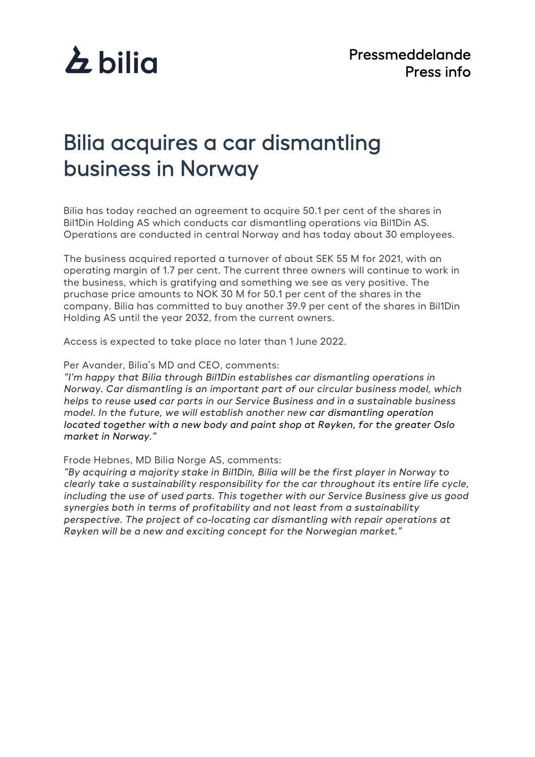bilia

Pressmeddelande
Press info

# Bilia acquires a car dismantling business in Norway

Bilia has today reached an agreement to acquire 50.1 per cent of the shares in Bil1Din Holding AS which conducts car dismantling operations via Bil1Din AS. Operations are conducted in central Norway and has today about 30 employees.

The business acquired reported a turnover of about SEK 55 M for 2021, with an operating margin of 1.7 per cent. The current three owners will continue to work in the business, which is gratifying and something we see as very positive. The pruchase price amounts to NOK 30 M for 50.1 per cent of the shares in the company. Bilia has committed to buy another 39.9 per cent of the shares in Bil1Din Holding AS until the year 2032, from the current owners.

Access is expected to take place no later than 1 June 2022.

Per Avander, Bilia's MD and CEO, comments:
*"I'm happy that Bilia through Bil1Din establishes car dismantling operations in Norway. Car dismantling is an important part of our circular business model, which helps to reuse used car parts in our Service Business and in a sustainable business model. In the future, we will establish another new car dismantling operation located together with a new body and paint shop at Røyken, for the greater Oslo market in Norway."*

Frode Hebnes, MD Bilia Norge AS, comments:
*"By acquiring a majority stake in Bil1Din, Bilia will be the first player in Norway to clearly take a sustainability responsibility for the car throughout its entire life cycle, including the use of used parts. This together with our Service Business give us good synergies both in terms of profitability and not least from a sustainability perspective. The project of co-locating car dismantling with repair operations at Røyken will be a new and exciting concept for the Norwegian market."*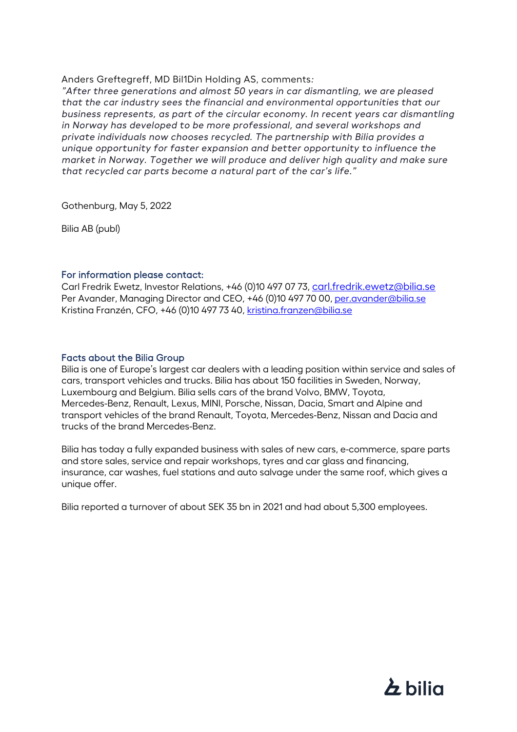Anders Greftegreff, MD Bil1Din Holding AS, comments:

*"After three generations and almost 50 years in car dismantling, we are pleased that the car industry sees the financial and environmental opportunities that our business represents, as part of the circular economy. In recent years car dismantling in Norway has developed to be more professional, and several workshops and private individuals now chooses recycled. The partnership with Bilia provides a unique opportunity for faster expansion and better opportunity to influence the market in Norway. Together we will produce and deliver high quality and make sure that recycled car parts become a natural part of the car's life."*

Gothenburg, May 5, 2022

Bilia AB (publ)

### For information please contact:

Carl Fredrik Ewetz, Investor Relations, +46 (0)10 497 07 73, carl.fredrik.ewetz@bilia.se
Per Avander, Managing Director and CEO, +46 (0)10 497 70 00, per.avander@bilia.se
Kristina Franzén, CFO, +46 (0)10 497 73 40, kristina.franzen@bilia.se

### Facts about the Bilia Group

Bilia is one of Europe's largest car dealers with a leading position within service and sales of cars, transport vehicles and trucks. Bilia has about 150 facilities in Sweden, Norway, Luxembourg and Belgium. Bilia sells cars of the brand Volvo, BMW, Toyota, Mercedes-Benz, Renault, Lexus, MINI, Porsche, Nissan, Dacia, Smart and Alpine and transport vehicles of the brand Renault, Toyota, Mercedes-Benz, Nissan and Dacia and trucks of the brand Mercedes-Benz.

Bilia has today a fully expanded business with sales of new cars, e-commerce, spare parts and store sales, service and repair workshops, tyres and car glass and financing, insurance, car washes, fuel stations and auto salvage under the same roof, which gives a unique offer.

Bilia reported a turnover of about SEK 35 bn in 2021 and had about 5,300 employees.